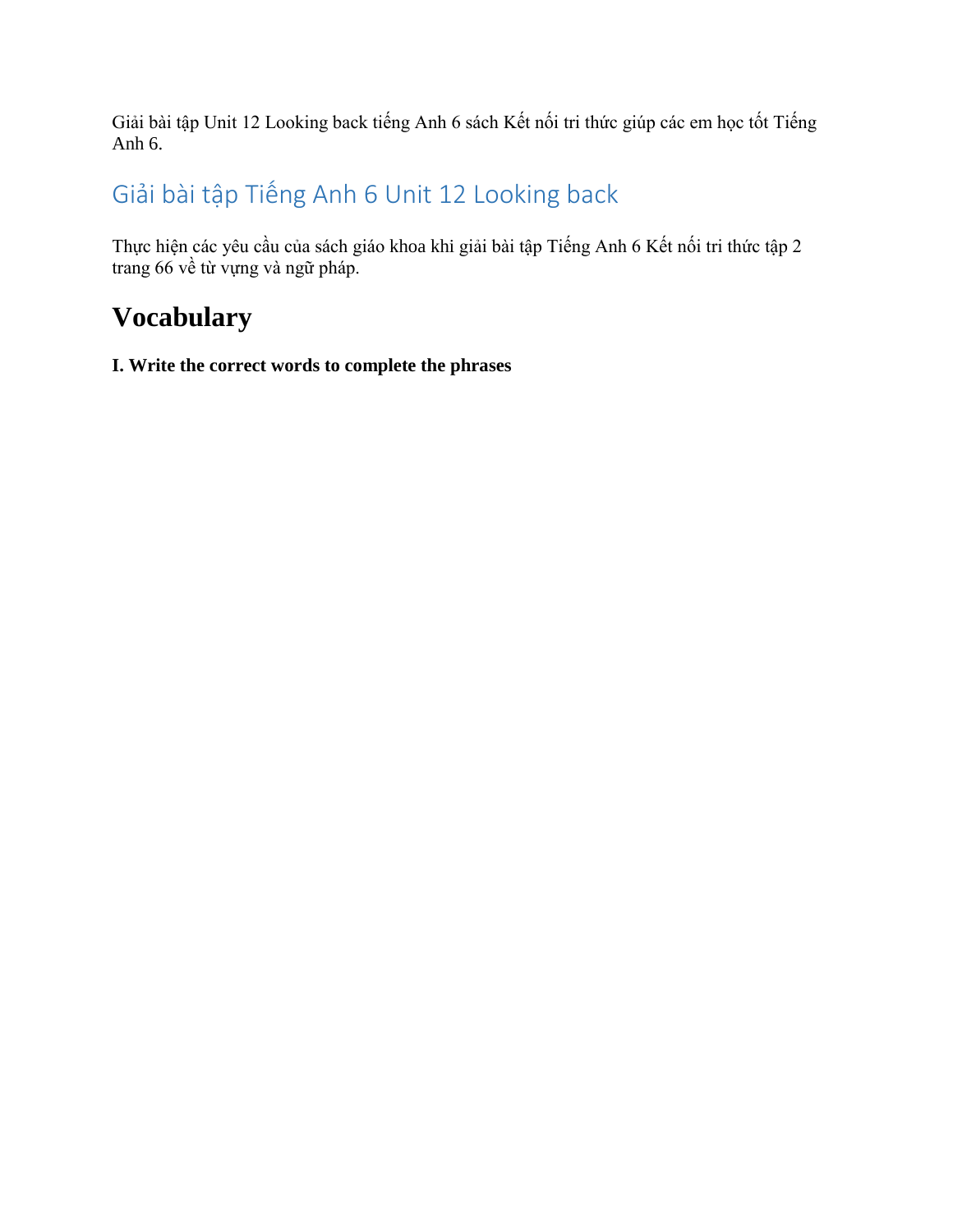Giải bài tập Unit 12 Looking back tiếng Anh 6 sách Kết nối tri thức giúp các em học tốt Tiếng Anh 6.

## Giải bài tập Tiếng Anh 6 Unit 12 Looking back

Thực hiện các yêu cầu của sách giáo khoa khi giải bài tập Tiếng Anh 6 Kết nối tri thức tập 2 trang 66 về từ vựng và ngữ pháp.

# Vocabulary

**I. Write the correct words to complete the phrases**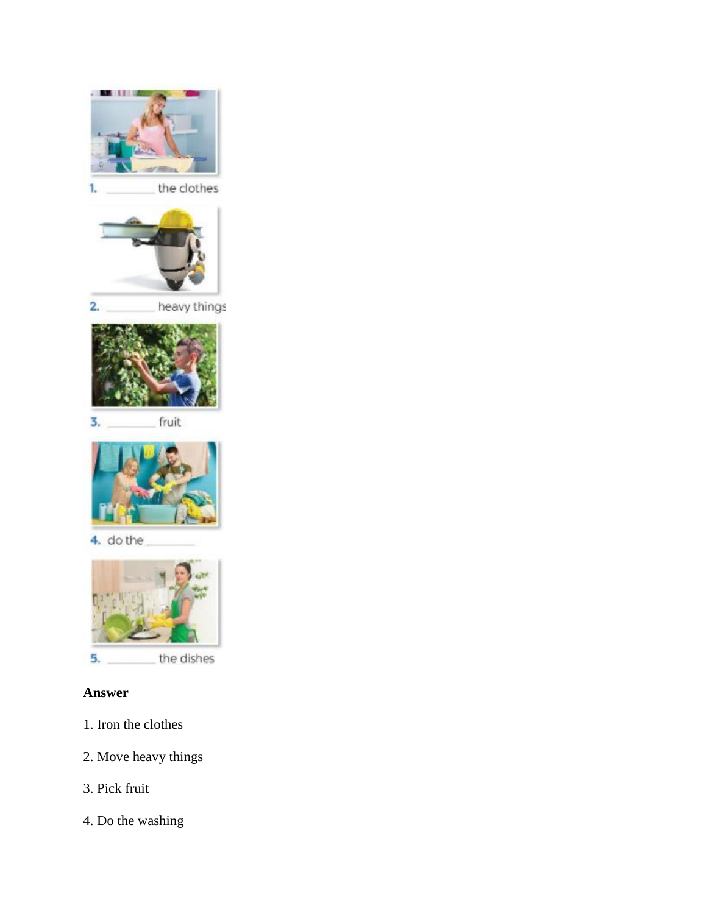1. _______ the clothes

2. _______ heavy things

3. _______ fruit

4. do the _______

5. _______ the dishes

**Answer**

1. Iron the clothes

2. Move heavy things

3. Pick fruit

4. Do the washing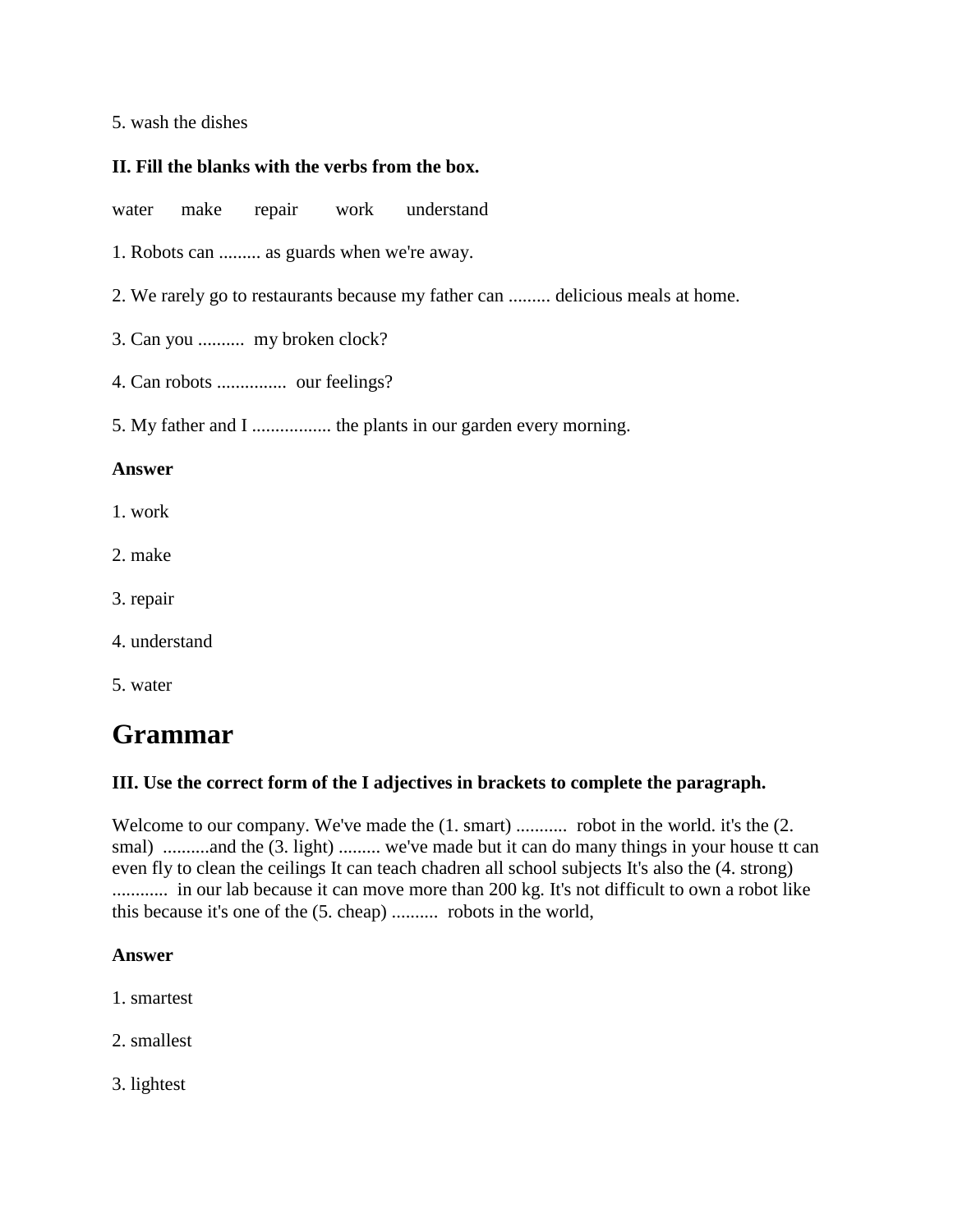5. wash the dishes

**II. Fill the blanks with the verbs from the box.**

water make repair work understand

1. Robots can ......... as guards when we're away.

2. We rarely go to restaurants because my father can ......... delicious meals at home.

3. Can you .......... my broken clock?

4. Can robots ............... our feelings?

5. My father and I ................. the plants in our garden every morning.

**Answer**

1. work

2. make

3. repair

4. understand

5. water

# Grammar

**III. Use the correct form of the I adjectives in brackets to complete the paragraph.**

Welcome to our company. We've made the (1. smart) ........... robot in the world. it's the (2. smal) ..........and the (3. light) ......... we've made but it can do many things in your house tt can even fly to clean the ceilings It can teach chadren all school subjects It's also the (4. strong) ............ in our lab because it can move more than 200 kg. It's not difficult to own a robot like this because it's one of the (5. cheap) .......... robots in the world,

**Answer**

1. smartest

2. smallest

3. lightest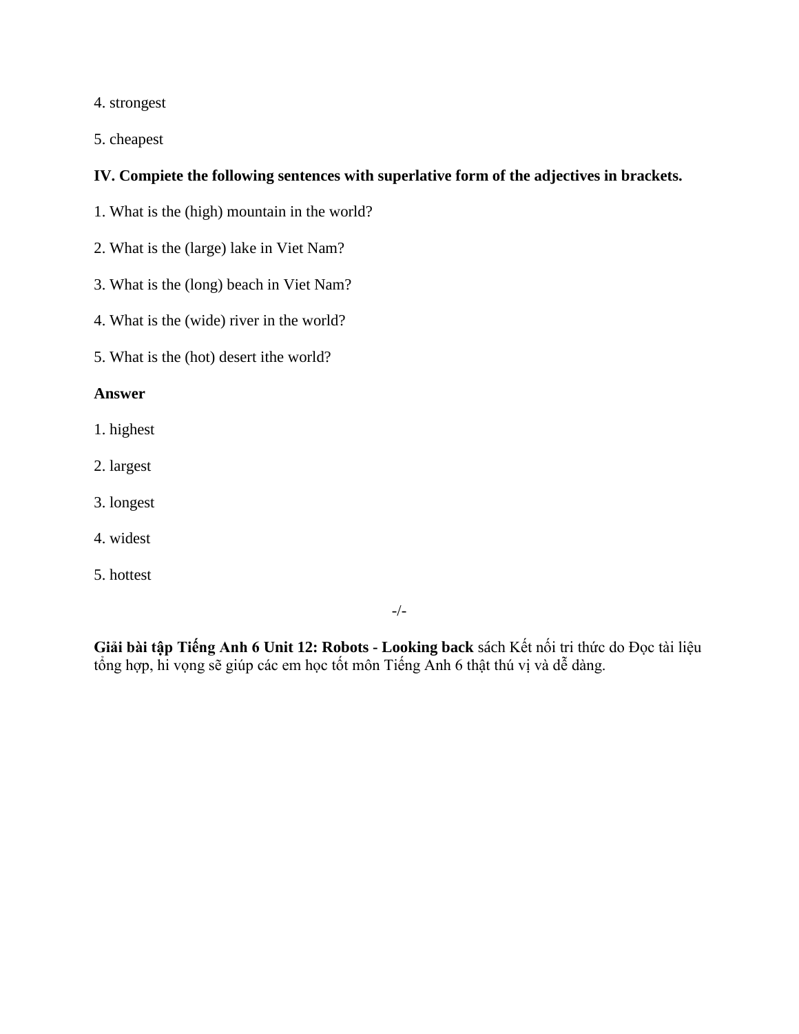4. strongest

5. cheapest

**IV. Compiete the following sentences with superlative form of the adjectives in brackets.**

1. What is the (high) mountain in the world?

2. What is the (large) lake in Viet Nam?

3. What is the (long) beach in Viet Nam?

4. What is the (wide) river in the world?

5. What is the (hot) desert ithe world?

**Answer**

1. highest

2. largest

3. longest

4. widest

5. hottest

-/-

**Giải bài tập Tiếng Anh 6 Unit 12: Robots - Looking back** sách Kết nối tri thức do Đọc tài liệu tổng hợp, hi vọng sẽ giúp các em học tốt môn Tiếng Anh 6 thật thú vị và dễ dàng.